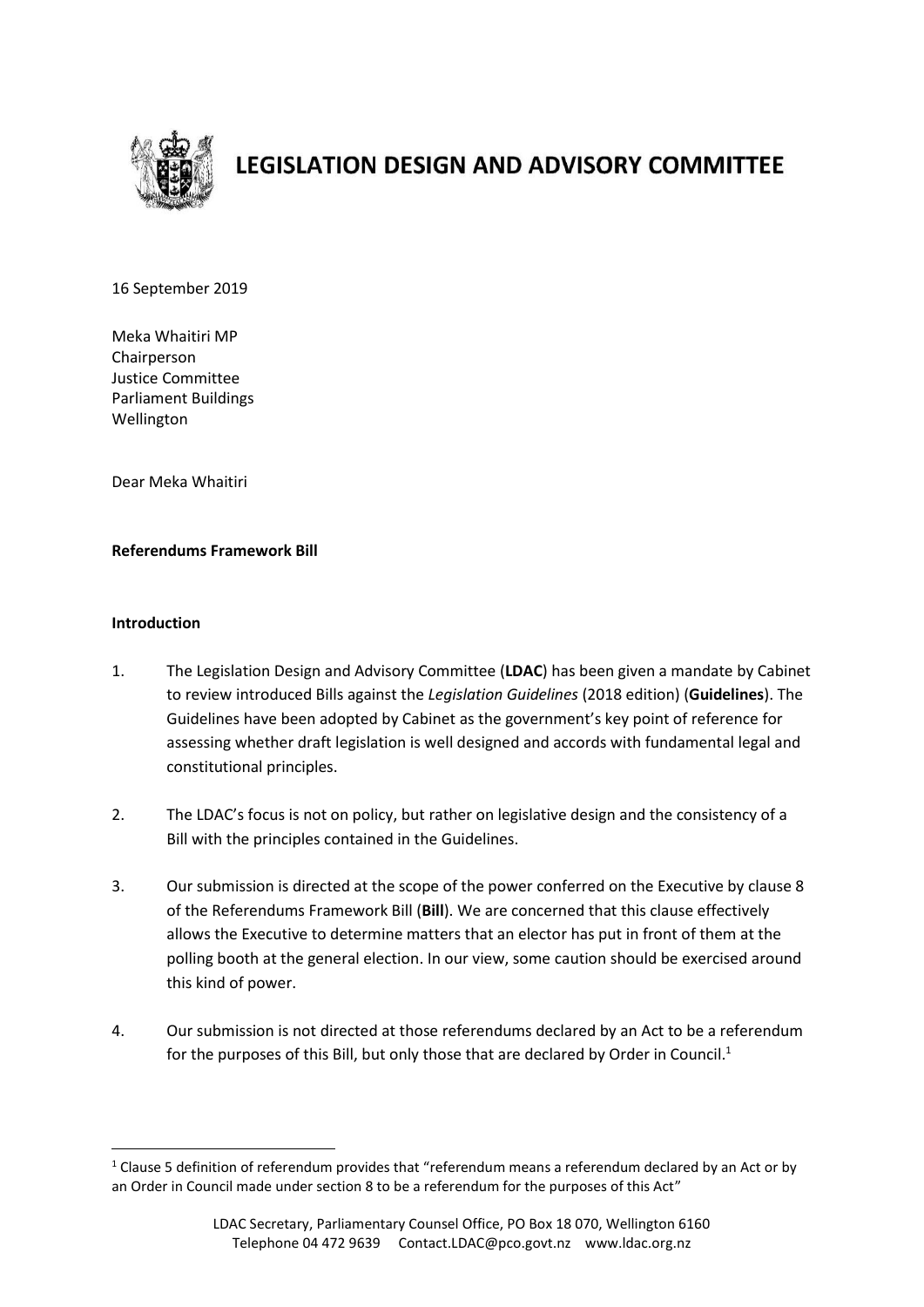# LEGISLATION DESIGN AND ADVISORY COMMITTEE

16 September 2019

Meka Whaitiri MP
Chairperson
Justice Committee
Parliament Buildings
Wellington

Dear Meka Whaitiri

**Referendums Framework Bill**

**Introduction**

1. The Legislation Design and Advisory Committee (**LDAC**) has been given a mandate by Cabinet to review introduced Bills against the *Legislation Guidelines* (2018 edition) (**Guidelines**). The Guidelines have been adopted by Cabinet as the government's key point of reference for assessing whether draft legislation is well designed and accords with fundamental legal and constitutional principles.

2. The LDAC's focus is not on policy, but rather on legislative design and the consistency of a Bill with the principles contained in the Guidelines.

3. Our submission is directed at the scope of the power conferred on the Executive by clause 8 of the Referendums Framework Bill (**Bill**). We are concerned that this clause effectively allows the Executive to determine matters that an elector has put in front of them at the polling booth at the general election. In our view, some caution should be exercised around this kind of power.

4. Our submission is not directed at those referendums declared by an Act to be a referendum for the purposes of this Bill, but only those that are declared by Order in Council.[1]

[1] Clause 5 definition of referendum provides that "referendum means a referendum declared by an Act or by an Order in Council made under section 8 to be a referendum for the purposes of this Act"

LDAC Secretary, Parliamentary Counsel Office, PO Box 18 070, Wellington 6160
Telephone 04 472 9639 Contact.LDAC@pco.govt.nz www.ldac.org.nz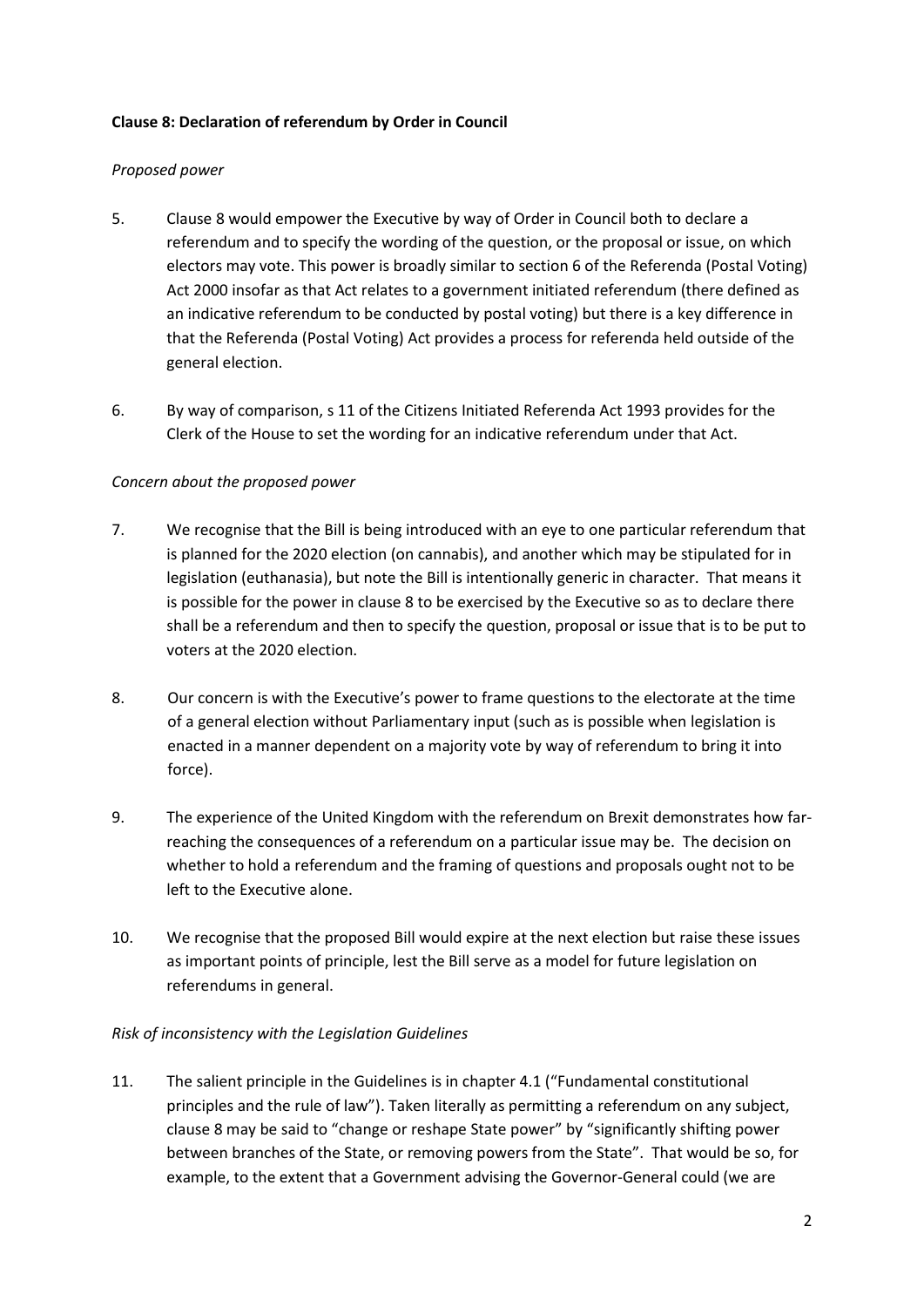**Clause 8: Declaration of referendum by Order in Council**

*Proposed power*

5. Clause 8 would empower the Executive by way of Order in Council both to declare a referendum and to specify the wording of the question, or the proposal or issue, on which electors may vote. This power is broadly similar to section 6 of the Referenda (Postal Voting) Act 2000 insofar as that Act relates to a government initiated referendum (there defined as an indicative referendum to be conducted by postal voting) but there is a key difference in that the Referenda (Postal Voting) Act provides a process for referenda held outside of the general election.

6. By way of comparison, s 11 of the Citizens Initiated Referenda Act 1993 provides for the Clerk of the House to set the wording for an indicative referendum under that Act.

*Concern about the proposed power*

7. We recognise that the Bill is being introduced with an eye to one particular referendum that is planned for the 2020 election (on cannabis), and another which may be stipulated for in legislation (euthanasia), but note the Bill is intentionally generic in character. That means it is possible for the power in clause 8 to be exercised by the Executive so as to declare there shall be a referendum and then to specify the question, proposal or issue that is to be put to voters at the 2020 election.

8. Our concern is with the Executive's power to frame questions to the electorate at the time of a general election without Parliamentary input (such as is possible when legislation is enacted in a manner dependent on a majority vote by way of referendum to bring it into force).

9. The experience of the United Kingdom with the referendum on Brexit demonstrates how far-reaching the consequences of a referendum on a particular issue may be. The decision on whether to hold a referendum and the framing of questions and proposals ought not to be left to the Executive alone.

10. We recognise that the proposed Bill would expire at the next election but raise these issues as important points of principle, lest the Bill serve as a model for future legislation on referendums in general.

*Risk of inconsistency with the Legislation Guidelines*

11. The salient principle in the Guidelines is in chapter 4.1 ("Fundamental constitutional principles and the rule of law"). Taken literally as permitting a referendum on any subject, clause 8 may be said to "change or reshape State power" by "significantly shifting power between branches of the State, or removing powers from the State". That would be so, for example, to the extent that a Government advising the Governor-General could (we are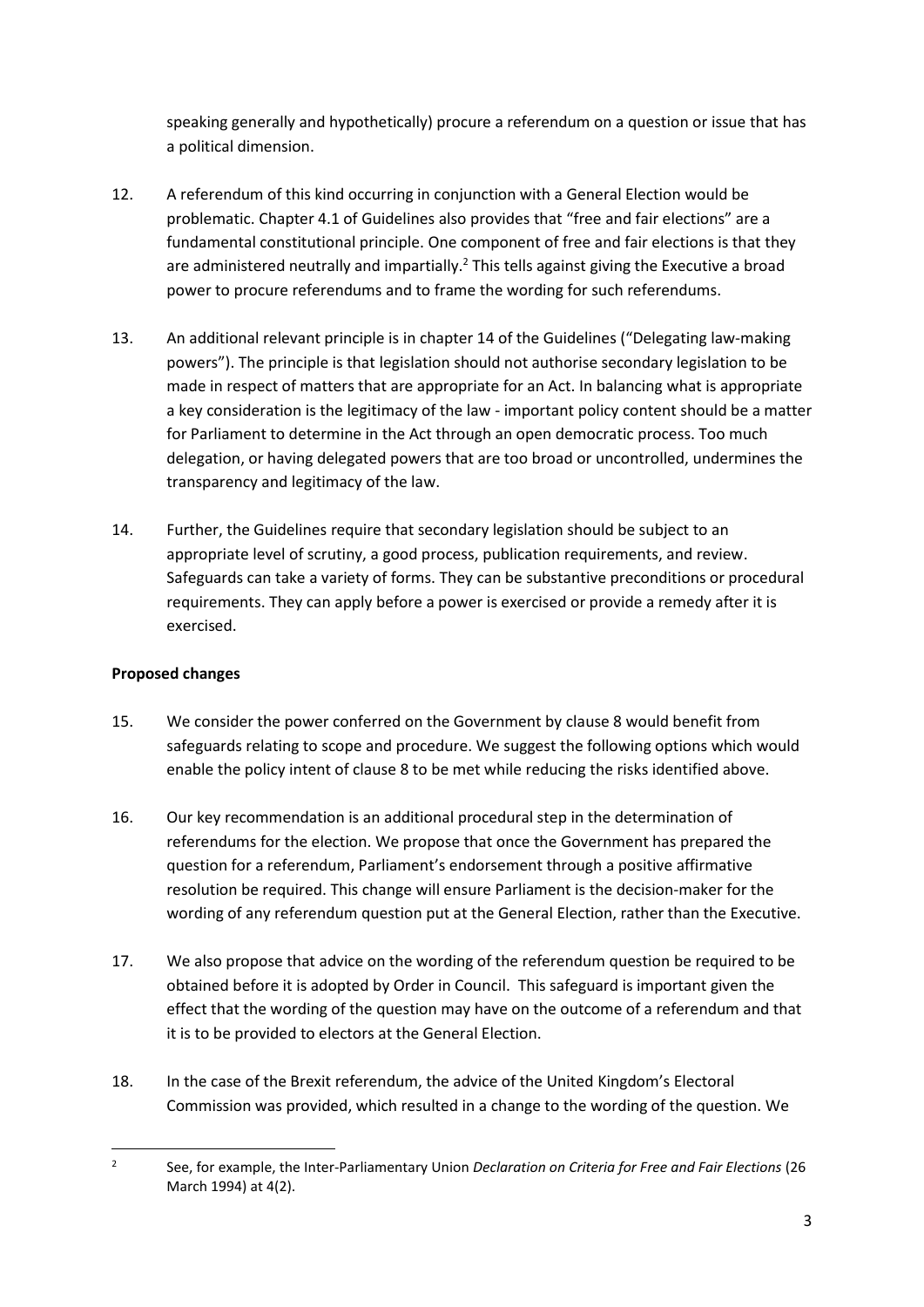speaking generally and hypothetically) procure a referendum on a question or issue that has a political dimension.

12. A referendum of this kind occurring in conjunction with a General Election would be problematic. Chapter 4.1 of Guidelines also provides that "free and fair elections" are a fundamental constitutional principle. One component of free and fair elections is that they are administered neutrally and impartially.[2] This tells against giving the Executive a broad power to procure referendums and to frame the wording for such referendums.

13. An additional relevant principle is in chapter 14 of the Guidelines ("Delegating law-making powers"). The principle is that legislation should not authorise secondary legislation to be made in respect of matters that are appropriate for an Act. In balancing what is appropriate a key consideration is the legitimacy of the law - important policy content should be a matter for Parliament to determine in the Act through an open democratic process. Too much delegation, or having delegated powers that are too broad or uncontrolled, undermines the transparency and legitimacy of the law.

14. Further, the Guidelines require that secondary legislation should be subject to an appropriate level of scrutiny, a good process, publication requirements, and review. Safeguards can take a variety of forms. They can be substantive preconditions or procedural requirements. They can apply before a power is exercised or provide a remedy after it is exercised.

**Proposed changes**

15. We consider the power conferred on the Government by clause 8 would benefit from safeguards relating to scope and procedure. We suggest the following options which would enable the policy intent of clause 8 to be met while reducing the risks identified above.

16. Our key recommendation is an additional procedural step in the determination of referendums for the election. We propose that once the Government has prepared the question for a referendum, Parliament's endorsement through a positive affirmative resolution be required. This change will ensure Parliament is the decision-maker for the wording of any referendum question put at the General Election, rather than the Executive.

17. We also propose that advice on the wording of the referendum question be required to be obtained before it is adopted by Order in Council. This safeguard is important given the effect that the wording of the question may have on the outcome of a referendum and that it is to be provided to electors at the General Election.

18. In the case of the Brexit referendum, the advice of the United Kingdom's Electoral Commission was provided, which resulted in a change to the wording of the question. We

[2] See, for example, the Inter-Parliamentary Union *Declaration on Criteria for Free and Fair Elections* (26 March 1994) at 4(2).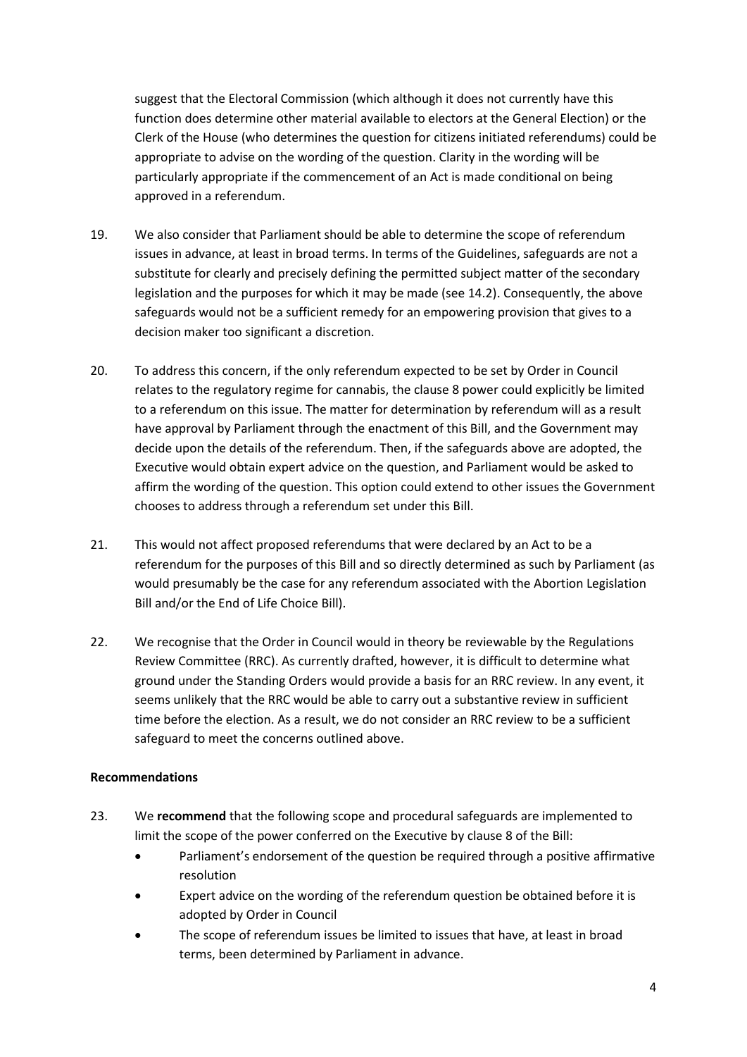suggest that the Electoral Commission (which although it does not currently have this function does determine other material available to electors at the General Election) or the Clerk of the House (who determines the question for citizens initiated referendums) could be appropriate to advise on the wording of the question. Clarity in the wording will be particularly appropriate if the commencement of an Act is made conditional on being approved in a referendum.

19. We also consider that Parliament should be able to determine the scope of referendum issues in advance, at least in broad terms. In terms of the Guidelines, safeguards are not a substitute for clearly and precisely defining the permitted subject matter of the secondary legislation and the purposes for which it may be made (see 14.2). Consequently, the above safeguards would not be a sufficient remedy for an empowering provision that gives to a decision maker too significant a discretion.

20. To address this concern, if the only referendum expected to be set by Order in Council relates to the regulatory regime for cannabis, the clause 8 power could explicitly be limited to a referendum on this issue. The matter for determination by referendum will as a result have approval by Parliament through the enactment of this Bill, and the Government may decide upon the details of the referendum. Then, if the safeguards above are adopted, the Executive would obtain expert advice on the question, and Parliament would be asked to affirm the wording of the question. This option could extend to other issues the Government chooses to address through a referendum set under this Bill.

21. This would not affect proposed referendums that were declared by an Act to be a referendum for the purposes of this Bill and so directly determined as such by Parliament (as would presumably be the case for any referendum associated with the Abortion Legislation Bill and/or the End of Life Choice Bill).

22. We recognise that the Order in Council would in theory be reviewable by the Regulations Review Committee (RRC). As currently drafted, however, it is difficult to determine what ground under the Standing Orders would provide a basis for an RRC review. In any event, it seems unlikely that the RRC would be able to carry out a substantive review in sufficient time before the election. As a result, we do not consider an RRC review to be a sufficient safeguard to meet the concerns outlined above.

**Recommendations**

23. We **recommend** that the following scope and procedural safeguards are implemented to limit the scope of the power conferred on the Executive by clause 8 of the Bill:
    - Parliament's endorsement of the question be required through a positive affirmative resolution
    - Expert advice on the wording of the referendum question be obtained before it is adopted by Order in Council
    - The scope of referendum issues be limited to issues that have, at least in broad terms, been determined by Parliament in advance.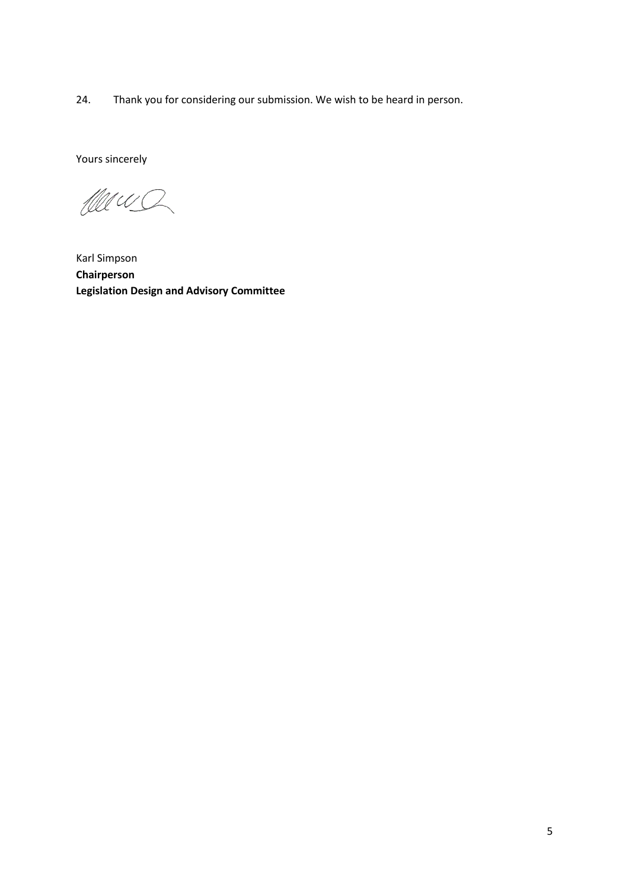24. Thank you for considering our submission. We wish to be heard in person.

Yours sincerely

Karl Simpson
**Chairperson**
**Legislation Design and Advisory Committee**